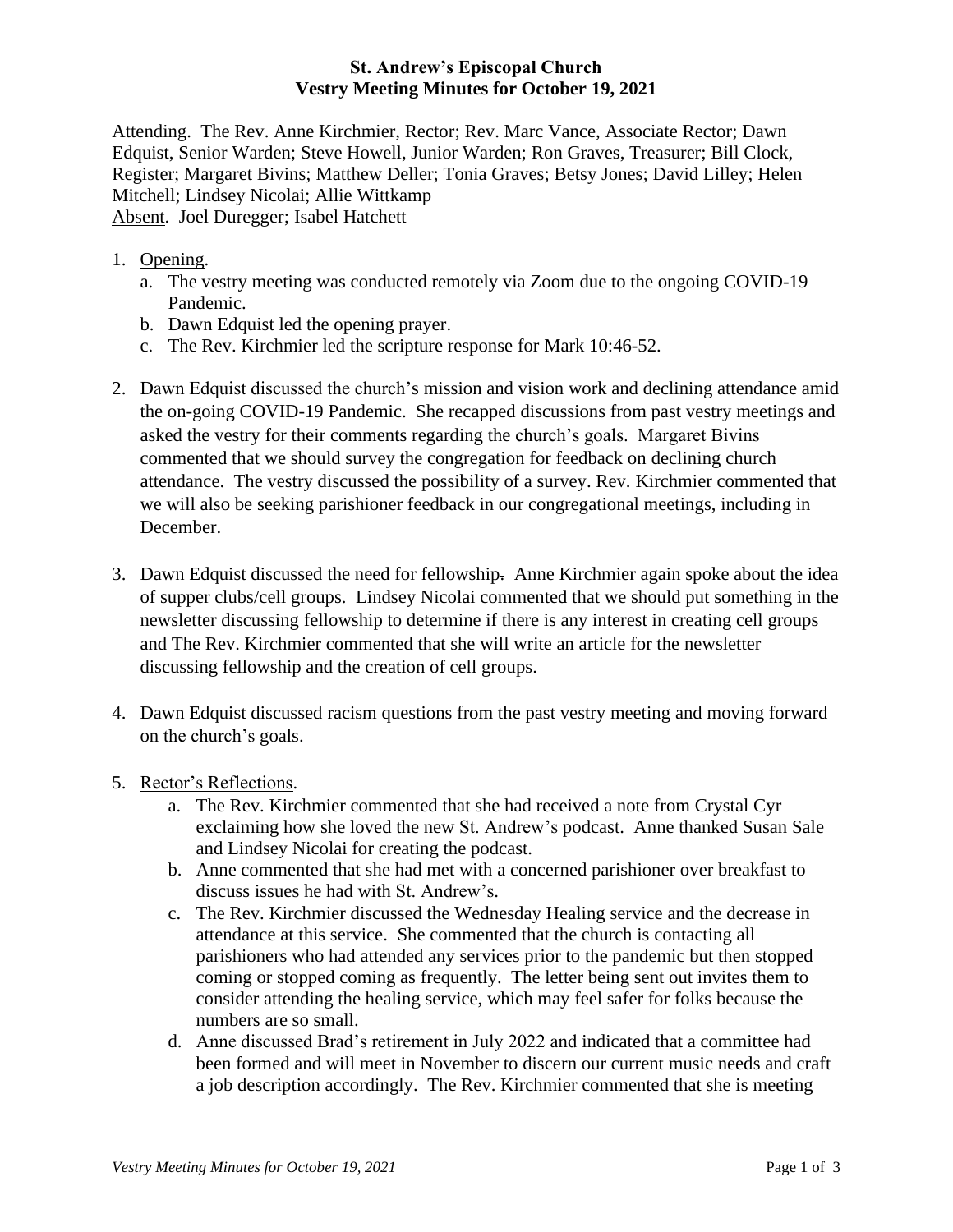# St. Andrew's Episcopal Church
## Vestry Meeting Minutes for October 19, 2021

Attending. The Rev. Anne Kirchmier, Rector; Rev. Marc Vance, Associate Rector; Dawn Edquist, Senior Warden; Steve Howell, Junior Warden; Ron Graves, Treasurer; Bill Clock, Register; Margaret Bivins; Matthew Deller; Tonia Graves; Betsy Jones; David Lilley; Helen Mitchell; Lindsey Nicolai; Allie Wittkamp
Absent. Joel Duregger; Isabel Hatchett

1. Opening.
   a. The vestry meeting was conducted remotely via Zoom due to the ongoing COVID-19 Pandemic.
   b. Dawn Edquist led the opening prayer.
   c. The Rev. Kirchmier led the scripture response for Mark 10:46-52.

2. Dawn Edquist discussed the church's mission and vision work and declining attendance amid the on-going COVID-19 Pandemic. She recapped discussions from past vestry meetings and asked the vestry for their comments regarding the church's goals. Margaret Bivins commented that we should survey the congregation for feedback on declining church attendance. The vestry discussed the possibility of a survey. Rev. Kirchmier commented that we will also be seeking parishioner feedback in our congregational meetings, including in December.

3. Dawn Edquist discussed the need for fellowship. Anne Kirchmier again spoke about the idea of supper clubs/cell groups. Lindsey Nicolai commented that we should put something in the newsletter discussing fellowship to determine if there is any interest in creating cell groups and The Rev. Kirchmier commented that she will write an article for the newsletter discussing fellowship and the creation of cell groups.

4. Dawn Edquist discussed racism questions from the past vestry meeting and moving forward on the church's goals.

5. Rector's Reflections.
   a. The Rev. Kirchmier commented that she had received a note from Crystal Cyr exclaiming how she loved the new St. Andrew's podcast. Anne thanked Susan Sale and Lindsey Nicolai for creating the podcast.
   b. Anne commented that she had met with a concerned parishioner over breakfast to discuss issues he had with St. Andrew's.
   c. The Rev. Kirchmier discussed the Wednesday Healing service and the decrease in attendance at this service. She commented that the church is contacting all parishioners who had attended any services prior to the pandemic but then stopped coming or stopped coming as frequently. The letter being sent out invites them to consider attending the healing service, which may feel safer for folks because the numbers are so small.
   d. Anne discussed Brad's retirement in July 2022 and indicated that a committee had been formed and will meet in November to discern our current music needs and craft a job description accordingly. The Rev. Kirchmier commented that she is meeting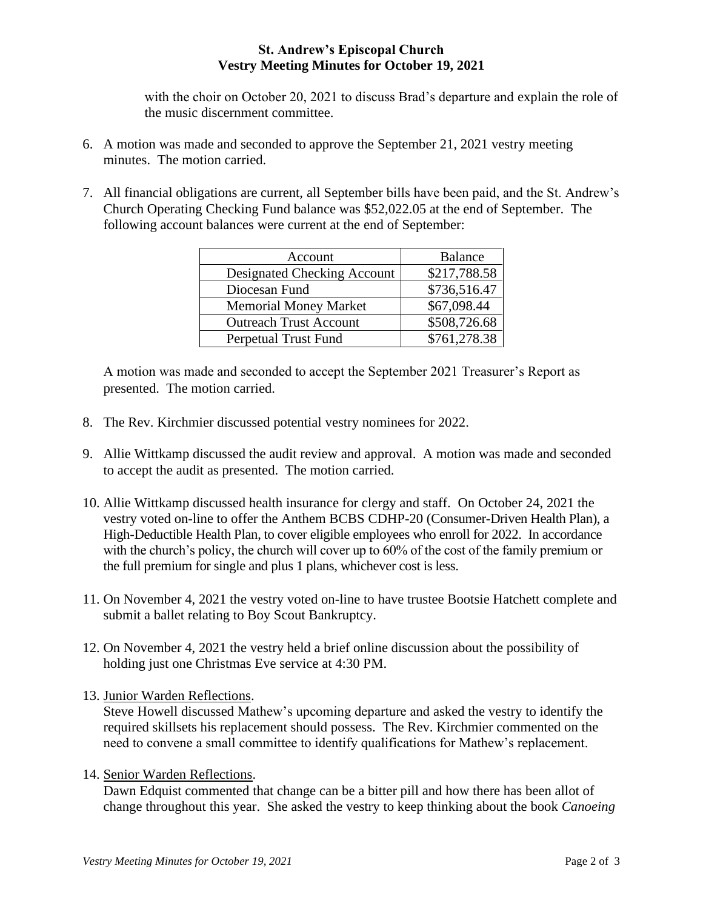with the choir on October 20, 2021 to discuss Brad's departure and explain the role of the music discernment committee.

6. A motion was made and seconded to approve the September 21, 2021 vestry meeting minutes. The motion carried.

7. All financial obligations are current, all September bills have been paid, and the St. Andrew's Church Operating Checking Fund balance was $52,022.05 at the end of September. The following account balances were current at the end of September:

| Account | Balance |
|---|---|
| Designated Checking Account | $217,788.58 |
| Diocesan Fund | $736,516.47 |
| Memorial Money Market | $67,098.44 |
| Outreach Trust Account | $508,726.68 |
| Perpetual Trust Fund | $761,278.38 |

   A motion was made and seconded to accept the September 2021 Treasurer's Report as presented. The motion carried.

8. The Rev. Kirchmier discussed potential vestry nominees for 2022.

9. Allie Wittkamp discussed the audit review and approval. A motion was made and seconded to accept the audit as presented. The motion carried.

10. Allie Wittkamp discussed health insurance for clergy and staff. On October 24, 2021 the vestry voted on-line to offer the Anthem BCBS CDHP-20 (Consumer-Driven Health Plan), a High-Deductible Health Plan, to cover eligible employees who enroll for 2022. In accordance with the church's policy, the church will cover up to 60% of the cost of the family premium or the full premium for single and plus 1 plans, whichever cost is less.

11. On November 4, 2021 the vestry voted on-line to have trustee Bootsie Hatchett complete and submit a ballet relating to Boy Scout Bankruptcy.

12. On November 4, 2021 the vestry held a brief online discussion about the possibility of holding just one Christmas Eve service at 4:30 PM.

13. Junior Warden Reflections.
    Steve Howell discussed Mathew's upcoming departure and asked the vestry to identify the required skillsets his replacement should possess. The Rev. Kirchmier commented on the need to convene a small committee to identify qualifications for Mathew's replacement.

14. Senior Warden Reflections.
    Dawn Edquist commented that change can be a bitter pill and how there has been allot of change throughout this year. She asked the vestry to keep thinking about the book *Canoeing*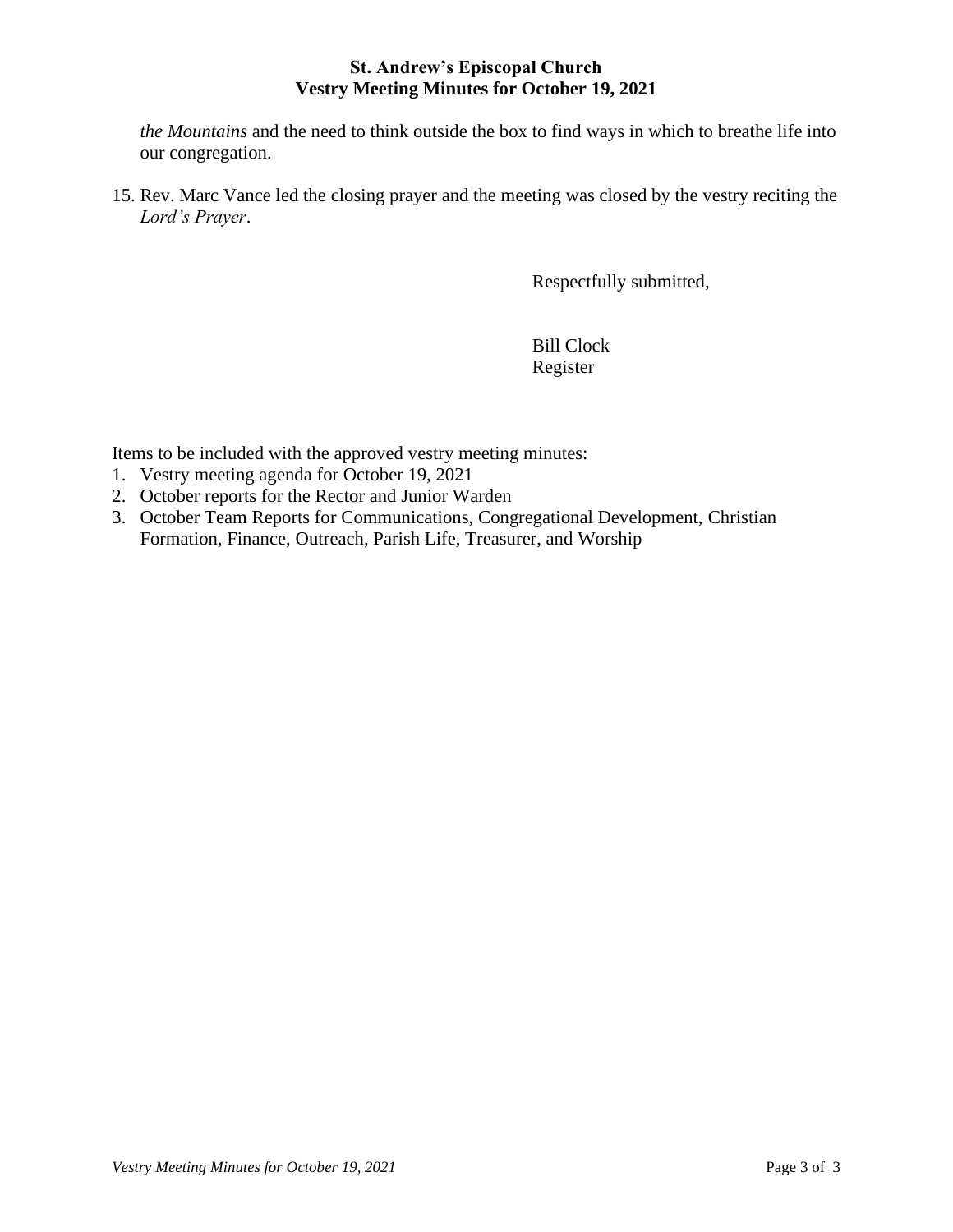*the Mountains* and the need to think outside the box to find ways in which to breathe life into our congregation.

15. Rev. Marc Vance led the closing prayer and the meeting was closed by the vestry reciting the *Lord's Prayer*.

Respectfully submitted,

Bill Clock
Register

Items to be included with the approved vestry meeting minutes:

1. Vestry meeting agenda for October 19, 2021
2. October reports for the Rector and Junior Warden
3. October Team Reports for Communications, Congregational Development, Christian Formation, Finance, Outreach, Parish Life, Treasurer, and Worship